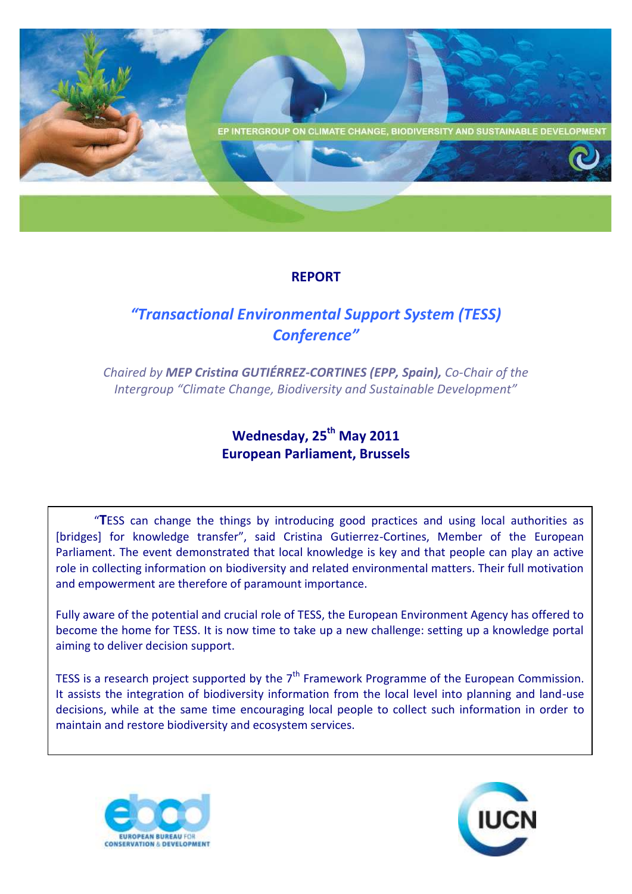EP INTERGROUP ON CLIMATE CHANGE, BIODIVERSITY AND SUSTAINABLE DEVELOPMENT

# REPORT

## *"Transactional Environmental Support System (TESS) Conference"*

*Chaired by* ***MEP Cristina GUTIÉRREZ-CORTINES (EPP, Spain),*** *Co-Chair of the Intergroup "Climate Change, Biodiversity and Sustainable Development"*

**Wednesday, 25th May 2011**
**European Parliament, Brussels**

"**T**ESS can change the things by introducing good practices and using local authorities as [bridges] for knowledge transfer", said Cristina Gutierrez-Cortines, Member of the European Parliament. The event demonstrated that local knowledge is key and that people can play an active role in collecting information on biodiversity and related environmental matters. Their full motivation and empowerment are therefore of paramount importance.

Fully aware of the potential and crucial role of TESS, the European Environment Agency has offered to become the home for TESS. It is now time to take up a new challenge: setting up a knowledge portal aiming to deliver decision support.

TESS is a research project supported by the 7th Framework Programme of the European Commission. It assists the integration of biodiversity information from the local level into planning and land-use decisions, while at the same time encouraging local people to collect such information in order to maintain and restore biodiversity and ecosystem services.

EUROPEAN BUREAU FOR CONSERVATION & DEVELOPMENT

IUCN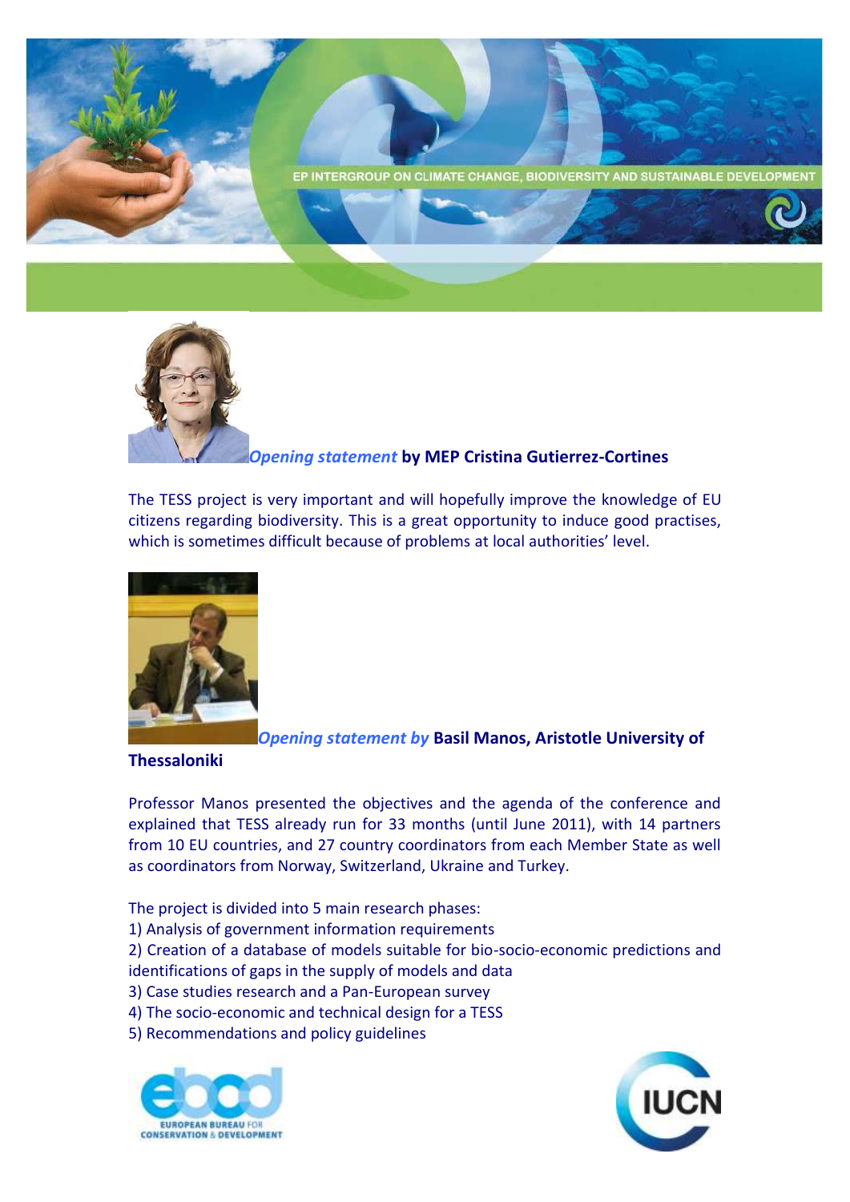*Opening statement* **by MEP Cristina Gutierrez-Cortines**

The TESS project is very important and will hopefully improve the knowledge of EU citizens regarding biodiversity. This is a great opportunity to induce good practises, which is sometimes difficult because of problems at local authorities' level.

*Opening statement by* **Basil Manos, Aristotle University of Thessaloniki**

Professor Manos presented the objectives and the agenda of the conference and explained that TESS already run for 33 months (until June 2011), with 14 partners from 10 EU countries, and 27 country coordinators from each Member State as well as coordinators from Norway, Switzerland, Ukraine and Turkey.

The project is divided into 5 main research phases:

1) Analysis of government information requirements
2) Creation of a database of models suitable for bio-socio-economic predictions and identifications of gaps in the supply of models and data
3) Case studies research and a Pan-European survey
4) The socio-economic and technical design for a TESS
5) Recommendations and policy guidelines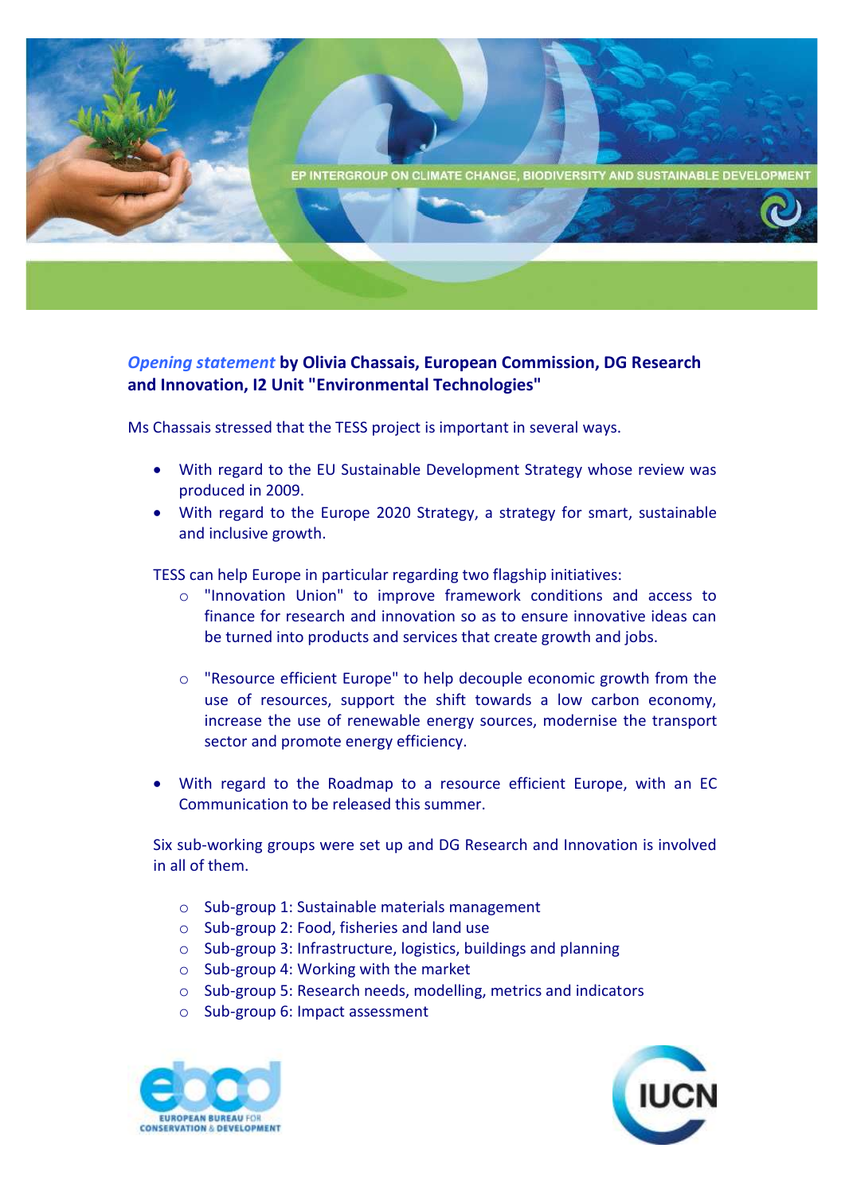***Opening statement*** **by Olivia Chassais, European Commission, DG Research and Innovation, I2 Unit "Environmental Technologies"**

Ms Chassais stressed that the TESS project is important in several ways.

- With regard to the EU Sustainable Development Strategy whose review was produced in 2009.
- With regard to the Europe 2020 Strategy, a strategy for smart, sustainable and inclusive growth.

TESS can help Europe in particular regarding two flagship initiatives:

- "Innovation Union" to improve framework conditions and access to finance for research and innovation so as to ensure innovative ideas can be turned into products and services that create growth and jobs.
- "Resource efficient Europe" to help decouple economic growth from the use of resources, support the shift towards a low carbon economy, increase the use of renewable energy sources, modernise the transport sector and promote energy efficiency.

- With regard to the Roadmap to a resource efficient Europe, with an EC Communication to be released this summer.

Six sub-working groups were set up and DG Research and Innovation is involved in all of them.

- Sub-group 1: Sustainable materials management
- Sub-group 2: Food, fisheries and land use
- Sub-group 3: Infrastructure, logistics, buildings and planning
- Sub-group 4: Working with the market
- Sub-group 5: Research needs, modelling, metrics and indicators
- Sub-group 6: Impact assessment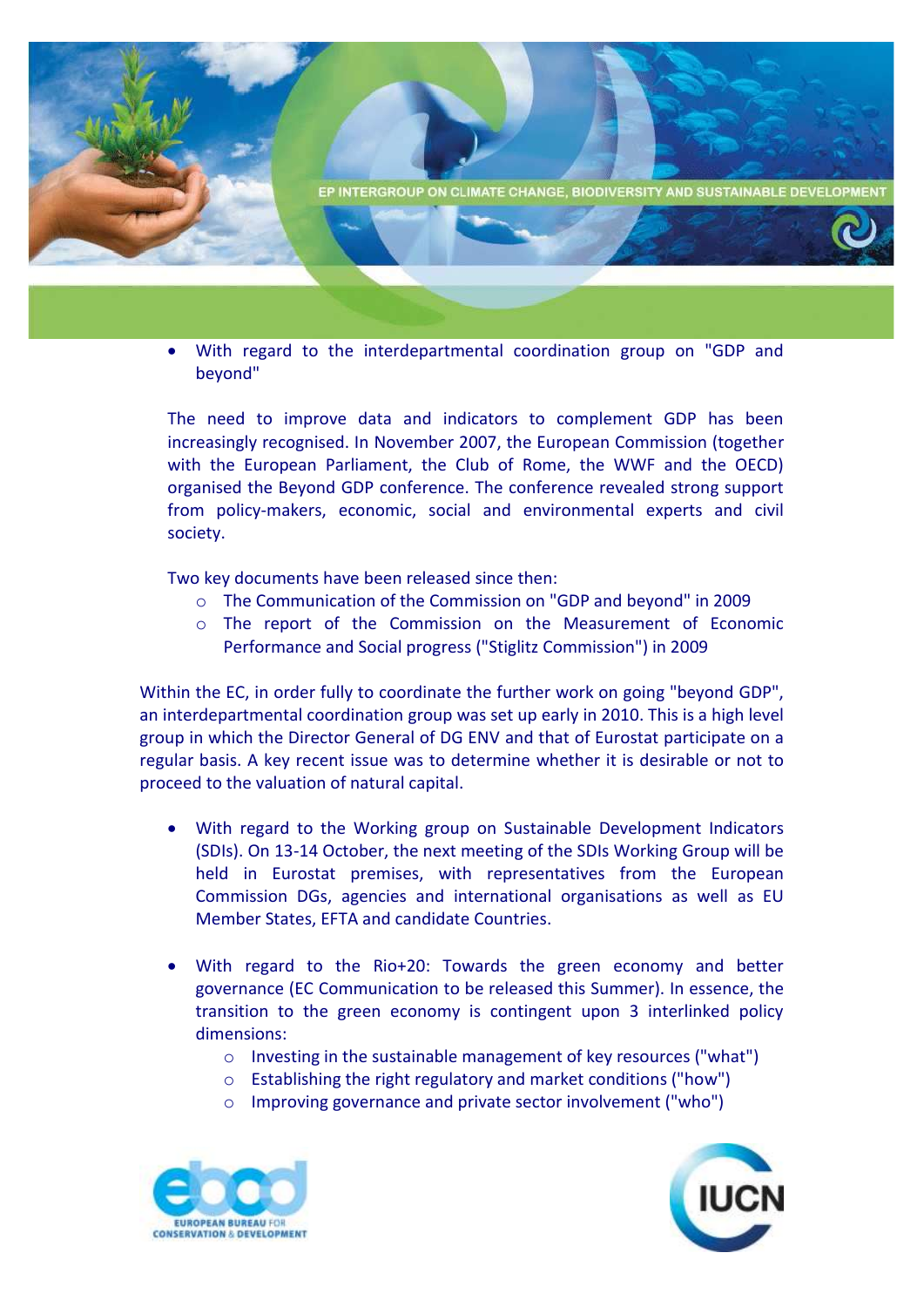- With regard to the interdepartmental coordination group on "GDP and beyond"

  The need to improve data and indicators to complement GDP has been increasingly recognised. In November 2007, the European Commission (together with the European Parliament, the Club of Rome, the WWF and the OECD) organised the Beyond GDP conference. The conference revealed strong support from policy-makers, economic, social and environmental experts and civil society.

  Two key documents have been released since then:
  - The Communication of the Commission on "GDP and beyond" in 2009
  - The report of the Commission on the Measurement of Economic Performance and Social progress ("Stiglitz Commission") in 2009

Within the EC, in order fully to coordinate the further work on going "beyond GDP", an interdepartmental coordination group was set up early in 2010. This is a high level group in which the Director General of DG ENV and that of Eurostat participate on a regular basis. A key recent issue was to determine whether it is desirable or not to proceed to the valuation of natural capital.

- With regard to the Working group on Sustainable Development Indicators (SDIs). On 13-14 October, the next meeting of the SDIs Working Group will be held in Eurostat premises, with representatives from the European Commission DGs, agencies and international organisations as well as EU Member States, EFTA and candidate Countries.

- With regard to the Rio+20: Towards the green economy and better governance (EC Communication to be released this Summer). In essence, the transition to the green economy is contingent upon 3 interlinked policy dimensions:
  - Investing in the sustainable management of key resources ("what")
  - Establishing the right regulatory and market conditions ("how")
  - Improving governance and private sector involvement ("who")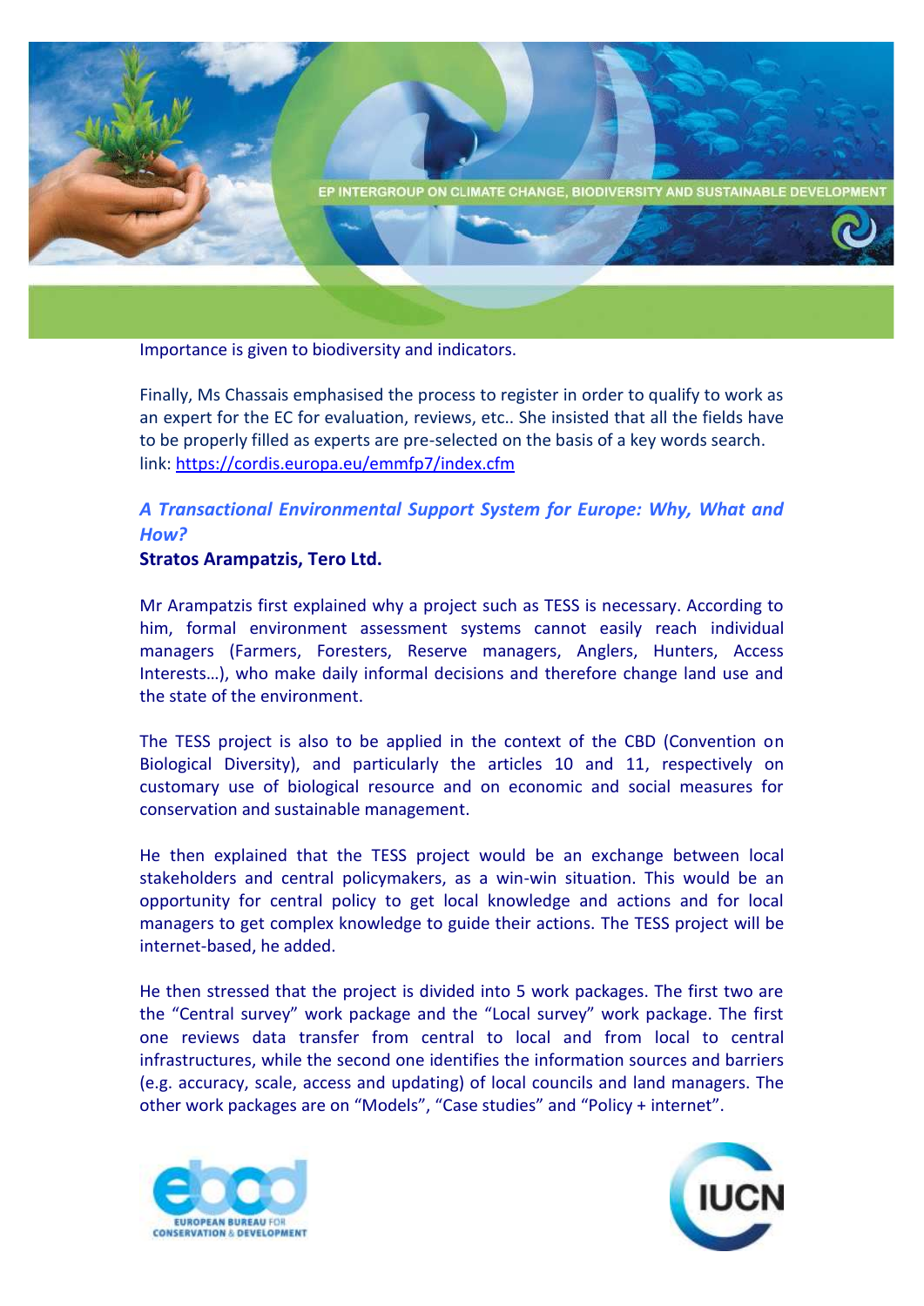Importance is given to biodiversity and indicators.

Finally, Ms Chassais emphasised the process to register in order to qualify to work as an expert for the EC for evaluation, reviews, etc.. She insisted that all the fields have to be properly filled as experts are pre-selected on the basis of a key words search. link: https://cordis.europa.eu/emmfp7/index.cfm

### *A Transactional Environmental Support System for Europe: Why, What and How?*

**Stratos Arampatzis, Tero Ltd.**

Mr Arampatzis first explained why a project such as TESS is necessary. According to him, formal environment assessment systems cannot easily reach individual managers (Farmers, Foresters, Reserve managers, Anglers, Hunters, Access Interests…), who make daily informal decisions and therefore change land use and the state of the environment.

The TESS project is also to be applied in the context of the CBD (Convention on Biological Diversity), and particularly the articles 10 and 11, respectively on customary use of biological resource and on economic and social measures for conservation and sustainable management.

He then explained that the TESS project would be an exchange between local stakeholders and central policymakers, as a win-win situation. This would be an opportunity for central policy to get local knowledge and actions and for local managers to get complex knowledge to guide their actions. The TESS project will be internet-based, he added.

He then stressed that the project is divided into 5 work packages. The first two are the "Central survey" work package and the "Local survey" work package. The first one reviews data transfer from central to local and from local to central infrastructures, while the second one identifies the information sources and barriers (e.g. accuracy, scale, access and updating) of local councils and land managers. The other work packages are on "Models", "Case studies" and "Policy + internet".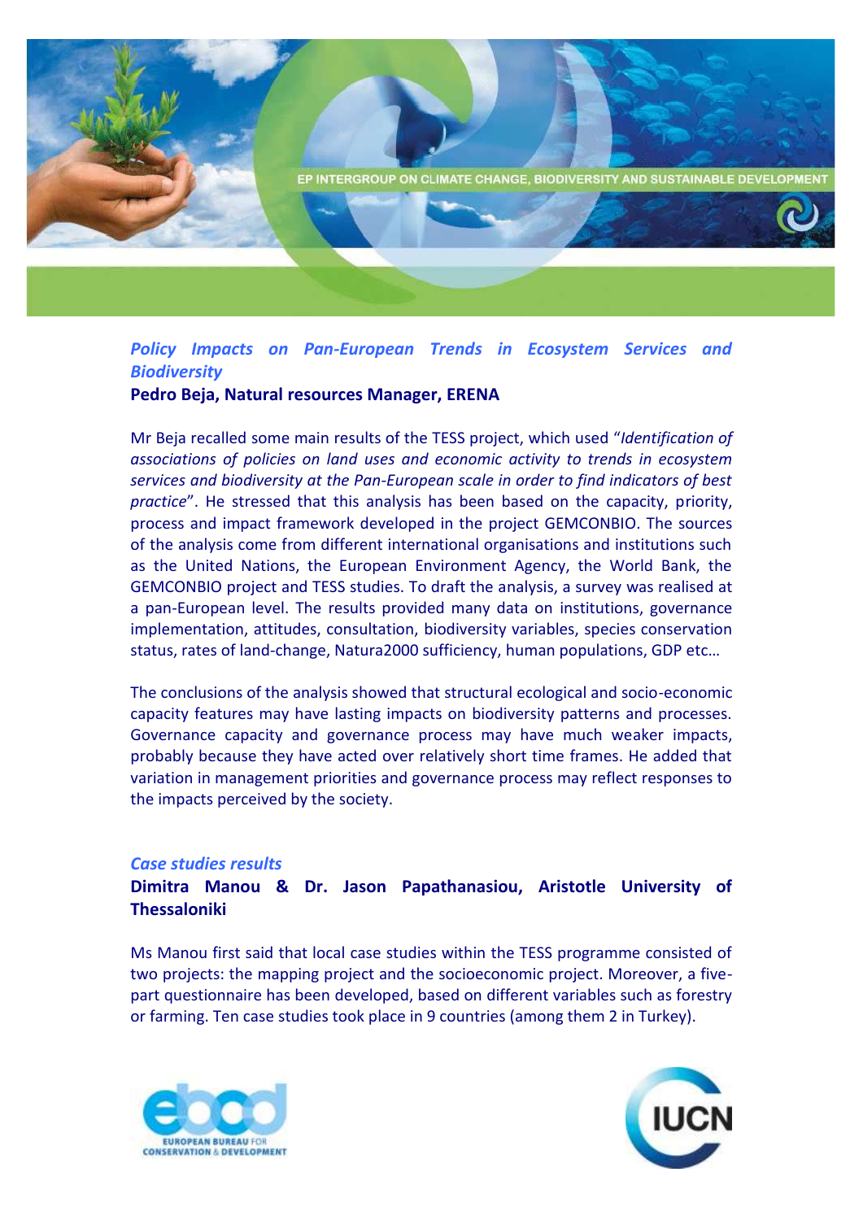### *Policy Impacts on Pan-European Trends in Ecosystem Services and Biodiversity*

**Pedro Beja, Natural resources Manager, ERENA**

Mr Beja recalled some main results of the TESS project, which used "*Identification of associations of policies on land uses and economic activity to trends in ecosystem services and biodiversity at the Pan-European scale in order to find indicators of best practice*". He stressed that this analysis has been based on the capacity, priority, process and impact framework developed in the project GEMCONBIO. The sources of the analysis come from different international organisations and institutions such as the United Nations, the European Environment Agency, the World Bank, the GEMCONBIO project and TESS studies. To draft the analysis, a survey was realised at a pan-European level. The results provided many data on institutions, governance implementation, attitudes, consultation, biodiversity variables, species conservation status, rates of land-change, Natura2000 sufficiency, human populations, GDP etc…

The conclusions of the analysis showed that structural ecological and socio-economic capacity features may have lasting impacts on biodiversity patterns and processes. Governance capacity and governance process may have much weaker impacts, probably because they have acted over relatively short time frames. He added that variation in management priorities and governance process may reflect responses to the impacts perceived by the society.

### *Case studies results*

**Dimitra Manou & Dr. Jason Papathanasiou, Aristotle University of Thessaloniki**

Ms Manou first said that local case studies within the TESS programme consisted of two projects: the mapping project and the socioeconomic project. Moreover, a five-part questionnaire has been developed, based on different variables such as forestry or farming. Ten case studies took place in 9 countries (among them 2 in Turkey).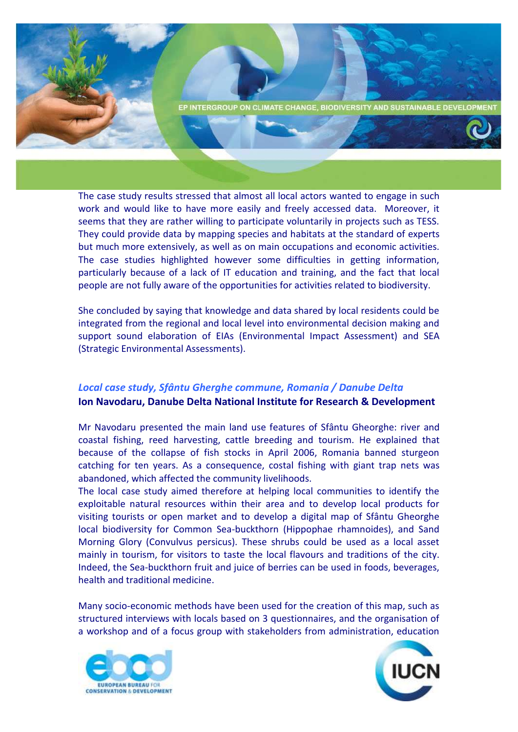The case study results stressed that almost all local actors wanted to engage in such work and would like to have more easily and freely accessed data. Moreover, it seems that they are rather willing to participate voluntarily in projects such as TESS. They could provide data by mapping species and habitats at the standard of experts but much more extensively, as well as on main occupations and economic activities. The case studies highlighted however some difficulties in getting information, particularly because of a lack of IT education and training, and the fact that local people are not fully aware of the opportunities for activities related to biodiversity.

She concluded by saying that knowledge and data shared by local residents could be integrated from the regional and local level into environmental decision making and support sound elaboration of EIAs (Environmental Impact Assessment) and SEA (Strategic Environmental Assessments).

### *Local case study, Sfântu Gherghe commune, Romania / Danube Delta*

**Ion Navodaru, Danube Delta National Institute for Research & Development**

Mr Navodaru presented the main land use features of Sfântu Gheorghe: river and coastal fishing, reed harvesting, cattle breeding and tourism. He explained that because of the collapse of fish stocks in April 2006, Romania banned sturgeon catching for ten years. As a consequence, costal fishing with giant trap nets was abandoned, which affected the community livelihoods.
The local case study aimed therefore at helping local communities to identify the exploitable natural resources within their area and to develop local products for visiting tourists or open market and to develop a digital map of Sfântu Gheorghe local biodiversity for Common Sea-buckthorn (Hippophae rhamnoides), and Sand Morning Glory (Convulvus persicus). These shrubs could be used as a local asset mainly in tourism, for visitors to taste the local flavours and traditions of the city. Indeed, the Sea-buckthorn fruit and juice of berries can be used in foods, beverages, health and traditional medicine.

Many socio-economic methods have been used for the creation of this map, such as structured interviews with locals based on 3 questionnaires, and the organisation of a workshop and of a focus group with stakeholders from administration, education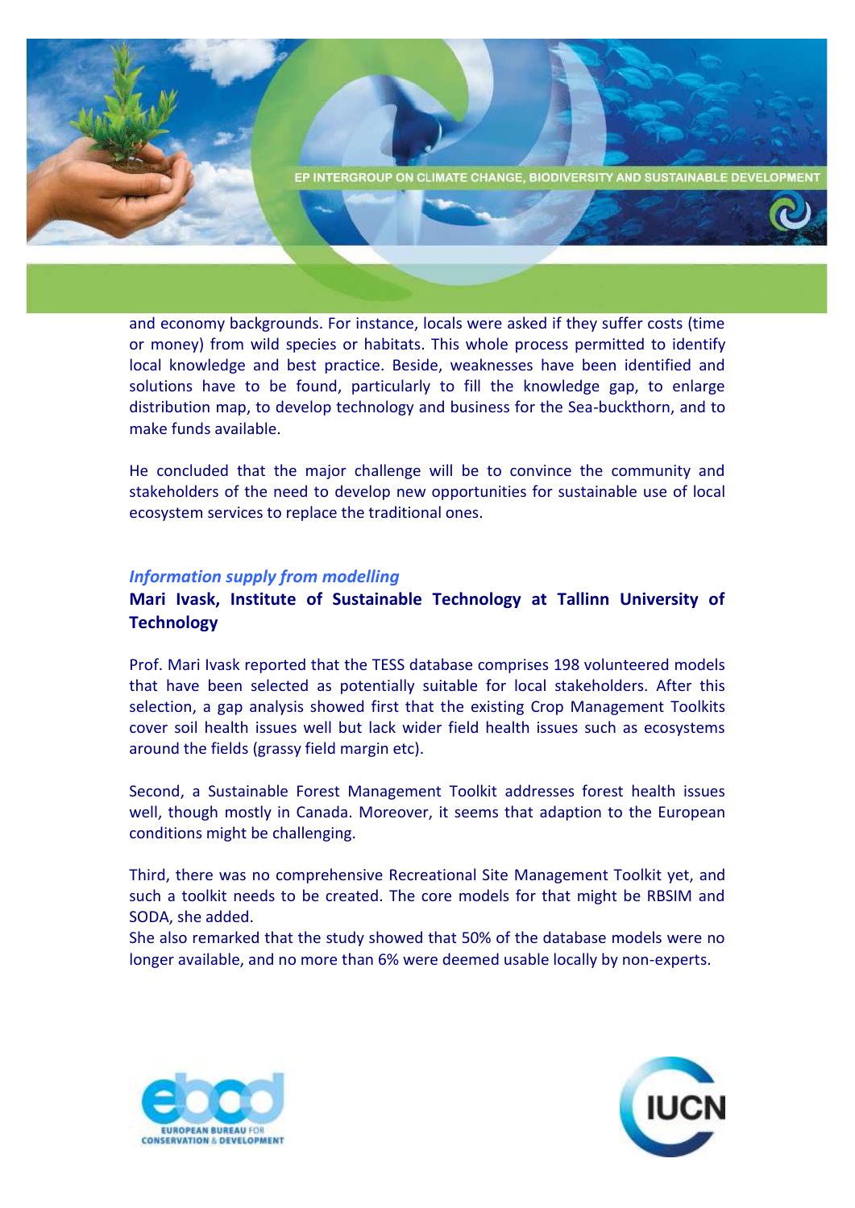and economy backgrounds. For instance, locals were asked if they suffer costs (time or money) from wild species or habitats. This whole process permitted to identify local knowledge and best practice. Beside, weaknesses have been identified and solutions have to be found, particularly to fill the knowledge gap, to enlarge distribution map, to develop technology and business for the Sea-buckthorn, and to make funds available.

He concluded that the major challenge will be to convince the community and stakeholders of the need to develop new opportunities for sustainable use of local ecosystem services to replace the traditional ones.

### *Information supply from modelling*

**Mari Ivask, Institute of Sustainable Technology at Tallinn University of Technology**

Prof. Mari Ivask reported that the TESS database comprises 198 volunteered models that have been selected as potentially suitable for local stakeholders. After this selection, a gap analysis showed first that the existing Crop Management Toolkits cover soil health issues well but lack wider field health issues such as ecosystems around the fields (grassy field margin etc).

Second, a Sustainable Forest Management Toolkit addresses forest health issues well, though mostly in Canada. Moreover, it seems that adaption to the European conditions might be challenging.

Third, there was no comprehensive Recreational Site Management Toolkit yet, and such a toolkit needs to be created. The core models for that might be RBSIM and SODA, she added.
She also remarked that the study showed that 50% of the database models were no longer available, and no more than 6% were deemed usable locally by non-experts.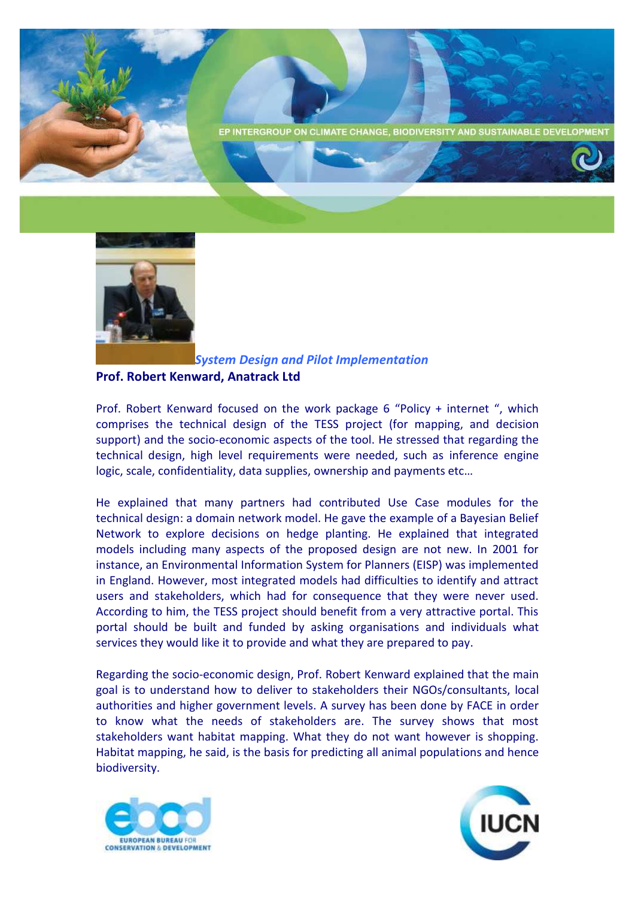*System Design and Pilot Implementation*

**Prof. Robert Kenward, Anatrack Ltd**

Prof. Robert Kenward focused on the work package 6 “Policy + internet “, which comprises the technical design of the TESS project (for mapping, and decision support) and the socio-economic aspects of the tool. He stressed that regarding the technical design, high level requirements were needed, such as inference engine logic, scale, confidentiality, data supplies, ownership and payments etc…

He explained that many partners had contributed Use Case modules for the technical design: a domain network model. He gave the example of a Bayesian Belief Network to explore decisions on hedge planting. He explained that integrated models including many aspects of the proposed design are not new. In 2001 for instance, an Environmental Information System for Planners (EISP) was implemented in England. However, most integrated models had difficulties to identify and attract users and stakeholders, which had for consequence that they were never used. According to him, the TESS project should benefit from a very attractive portal. This portal should be built and funded by asking organisations and individuals what services they would like it to provide and what they are prepared to pay.

Regarding the socio-economic design, Prof. Robert Kenward explained that the main goal is to understand how to deliver to stakeholders their NGOs/consultants, local authorities and higher government levels. A survey has been done by FACE in order to know what the needs of stakeholders are. The survey shows that most stakeholders want habitat mapping. What they do not want however is shopping. Habitat mapping, he said, is the basis for predicting all animal populations and hence biodiversity.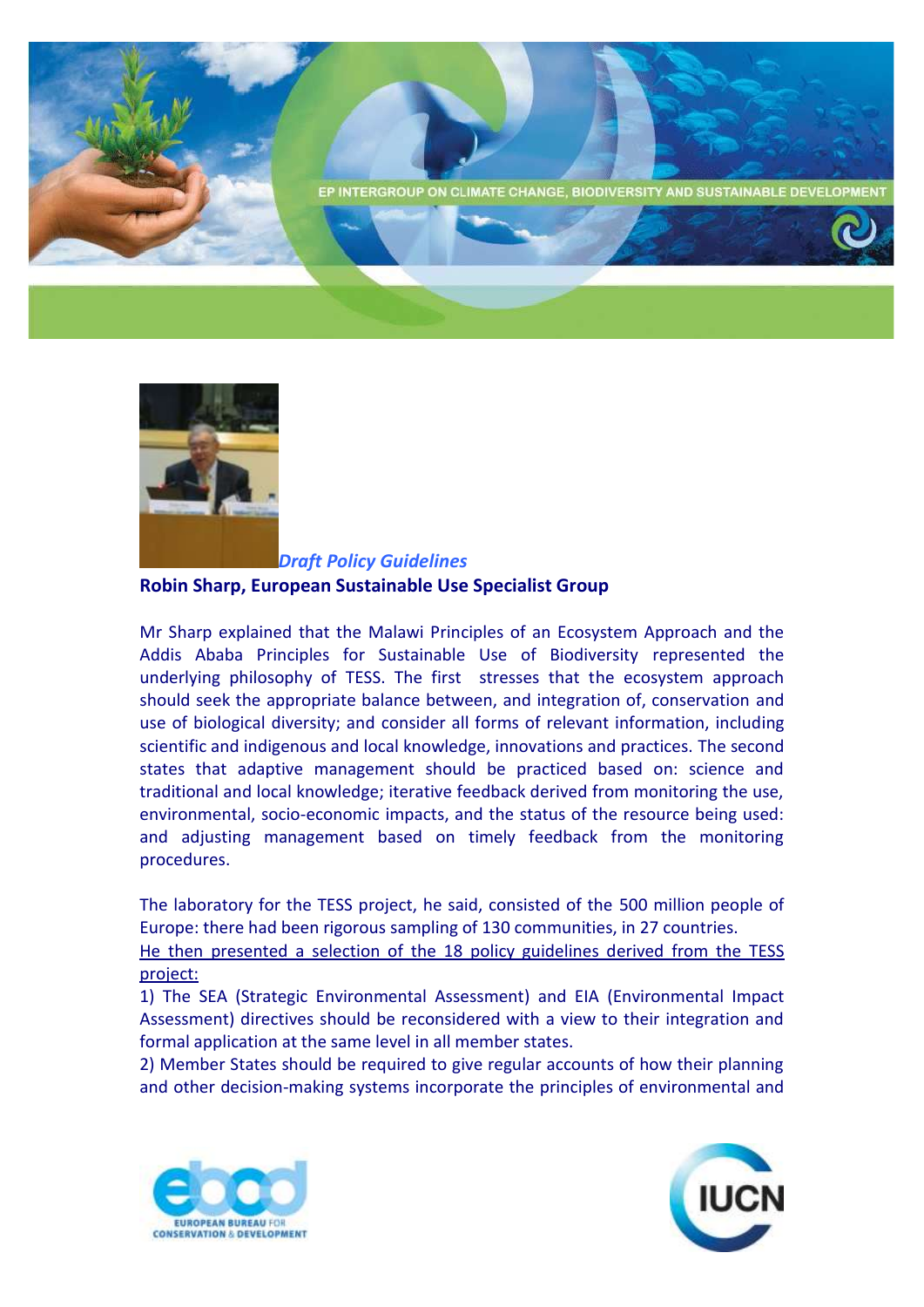*Draft Policy Guidelines*

**Robin Sharp, European Sustainable Use Specialist Group**

Mr Sharp explained that the Malawi Principles of an Ecosystem Approach and the Addis Ababa Principles for Sustainable Use of Biodiversity represented the underlying philosophy of TESS. The first stresses that the ecosystem approach should seek the appropriate balance between, and integration of, conservation and use of biological diversity; and consider all forms of relevant information, including scientific and indigenous and local knowledge, innovations and practices. The second states that adaptive management should be practiced based on: science and traditional and local knowledge; iterative feedback derived from monitoring the use, environmental, socio-economic impacts, and the status of the resource being used: and adjusting management based on timely feedback from the monitoring procedures.

The laboratory for the TESS project, he said, consisted of the 500 million people of Europe: there had been rigorous sampling of 130 communities, in 27 countries.

He then presented a selection of the 18 policy guidelines derived from the TESS project:

1) The SEA (Strategic Environmental Assessment) and EIA (Environmental Impact Assessment) directives should be reconsidered with a view to their integration and formal application at the same level in all member states.

2) Member States should be required to give regular accounts of how their planning and other decision-making systems incorporate the principles of environmental and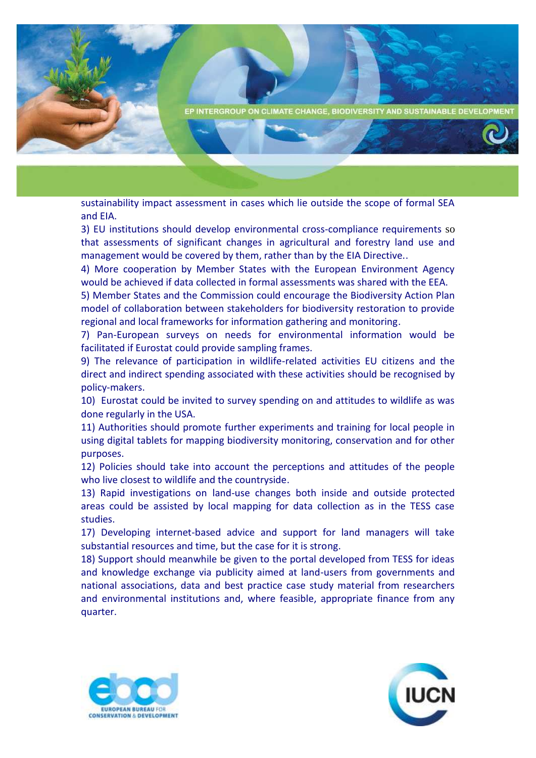sustainability impact assessment in cases which lie outside the scope of formal SEA and EIA.

3) EU institutions should develop environmental cross-compliance requirements so that assessments of significant changes in agricultural and forestry land use and management would be covered by them, rather than by the EIA Directive..

4) More cooperation by Member States with the European Environment Agency would be achieved if data collected in formal assessments was shared with the EEA.

5) Member States and the Commission could encourage the Biodiversity Action Plan model of collaboration between stakeholders for biodiversity restoration to provide regional and local frameworks for information gathering and monitoring.

7) Pan-European surveys on needs for environmental information would be facilitated if Eurostat could provide sampling frames.

9) The relevance of participation in wildlife-related activities EU citizens and the direct and indirect spending associated with these activities should be recognised by policy-makers.

10) Eurostat could be invited to survey spending on and attitudes to wildlife as was done regularly in the USA.

11) Authorities should promote further experiments and training for local people in using digital tablets for mapping biodiversity monitoring, conservation and for other purposes.

12) Policies should take into account the perceptions and attitudes of the people who live closest to wildlife and the countryside.

13) Rapid investigations on land-use changes both inside and outside protected areas could be assisted by local mapping for data collection as in the TESS case studies.

17) Developing internet-based advice and support for land managers will take substantial resources and time, but the case for it is strong.

18) Support should meanwhile be given to the portal developed from TESS for ideas and knowledge exchange via publicity aimed at land-users from governments and national associations, data and best practice case study material from researchers and environmental institutions and, where feasible, appropriate finance from any quarter.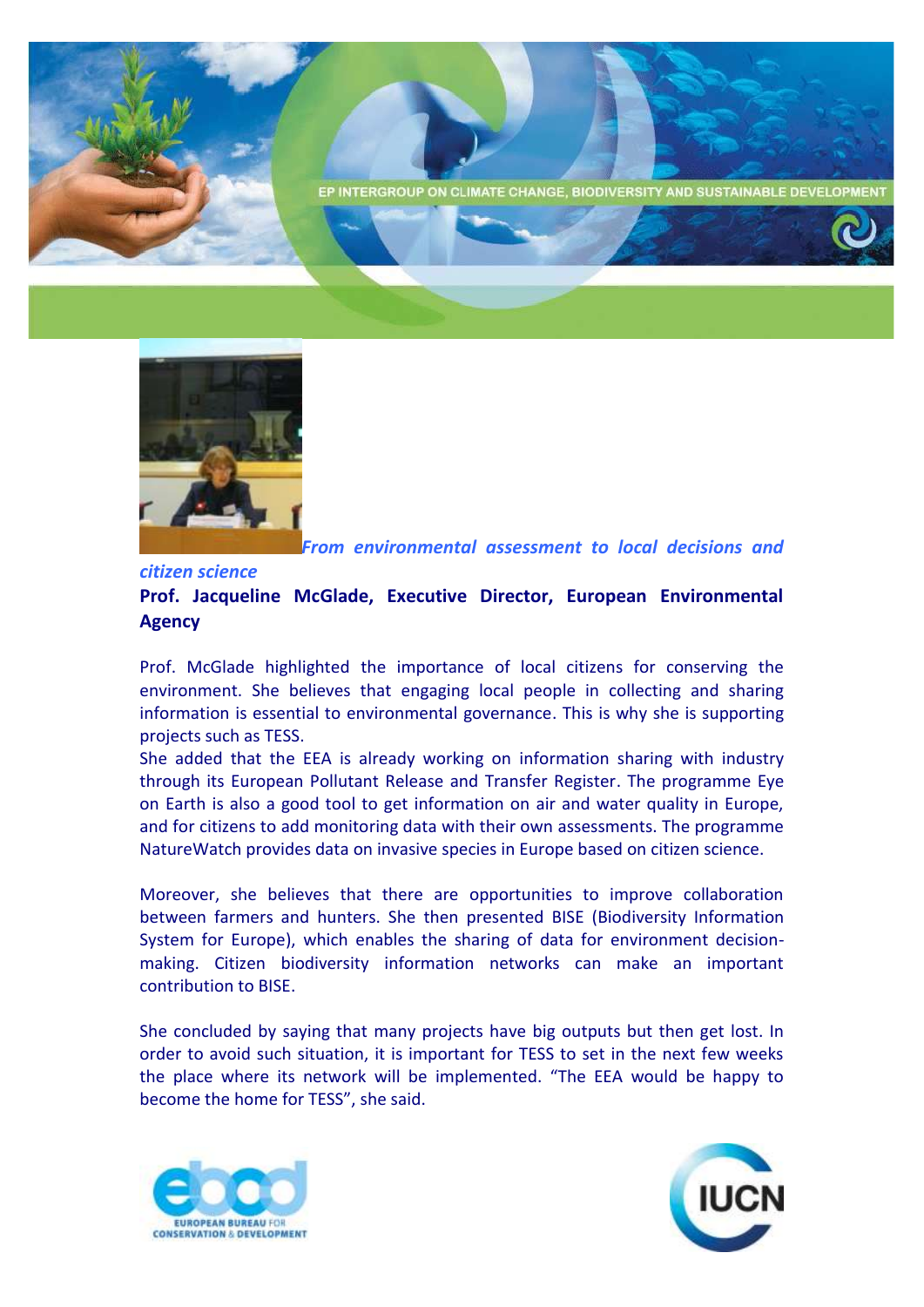*From environmental assessment to local decisions and citizen science*

**Prof. Jacqueline McGlade, Executive Director, European Environmental Agency**

Prof. McGlade highlighted the importance of local citizens for conserving the environment. She believes that engaging local people in collecting and sharing information is essential to environmental governance. This is why she is supporting projects such as TESS.

She added that the EEA is already working on information sharing with industry through its European Pollutant Release and Transfer Register. The programme Eye on Earth is also a good tool to get information on air and water quality in Europe, and for citizens to add monitoring data with their own assessments. The programme NatureWatch provides data on invasive species in Europe based on citizen science.

Moreover, she believes that there are opportunities to improve collaboration between farmers and hunters. She then presented BISE (Biodiversity Information System for Europe), which enables the sharing of data for environment decision-making. Citizen biodiversity information networks can make an important contribution to BISE.

She concluded by saying that many projects have big outputs but then get lost. In order to avoid such situation, it is important for TESS to set in the next few weeks the place where its network will be implemented. "The EEA would be happy to become the home for TESS", she said.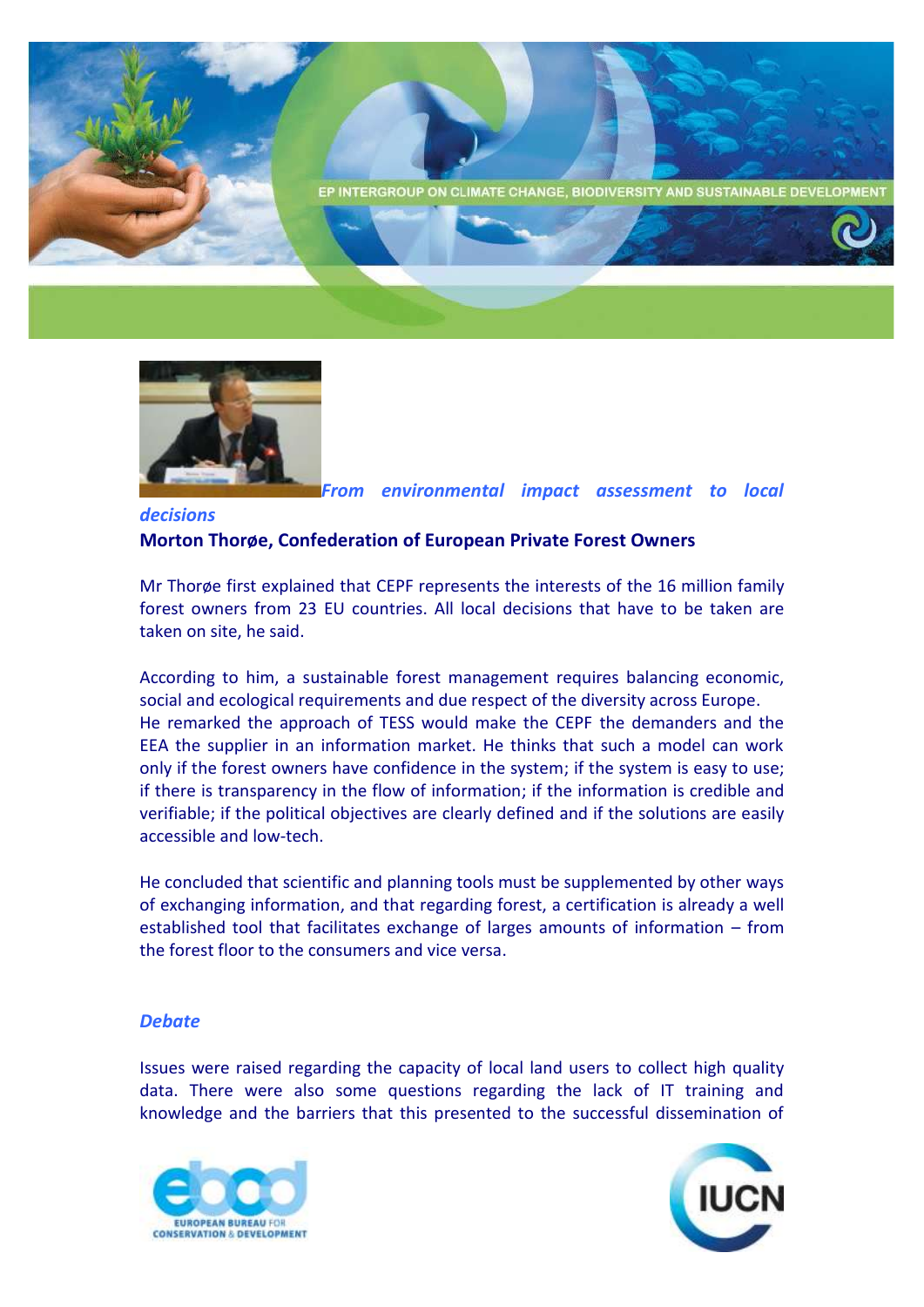*From environmental impact assessment to local decisions*

**Morton Thorøe, Confederation of European Private Forest Owners**

Mr Thorøe first explained that CEPF represents the interests of the 16 million family forest owners from 23 EU countries. All local decisions that have to be taken are taken on site, he said.

According to him, a sustainable forest management requires balancing economic, social and ecological requirements and due respect of the diversity across Europe. He remarked the approach of TESS would make the CEPF the demanders and the EEA the supplier in an information market. He thinks that such a model can work only if the forest owners have confidence in the system; if the system is easy to use; if there is transparency in the flow of information; if the information is credible and verifiable; if the political objectives are clearly defined and if the solutions are easily accessible and low-tech.

He concluded that scientific and planning tools must be supplemented by other ways of exchanging information, and that regarding forest, a certification is already a well established tool that facilitates exchange of larges amounts of information – from the forest floor to the consumers and vice versa.

*Debate*

Issues were raised regarding the capacity of local land users to collect high quality data. There were also some questions regarding the lack of IT training and knowledge and the barriers that this presented to the successful dissemination of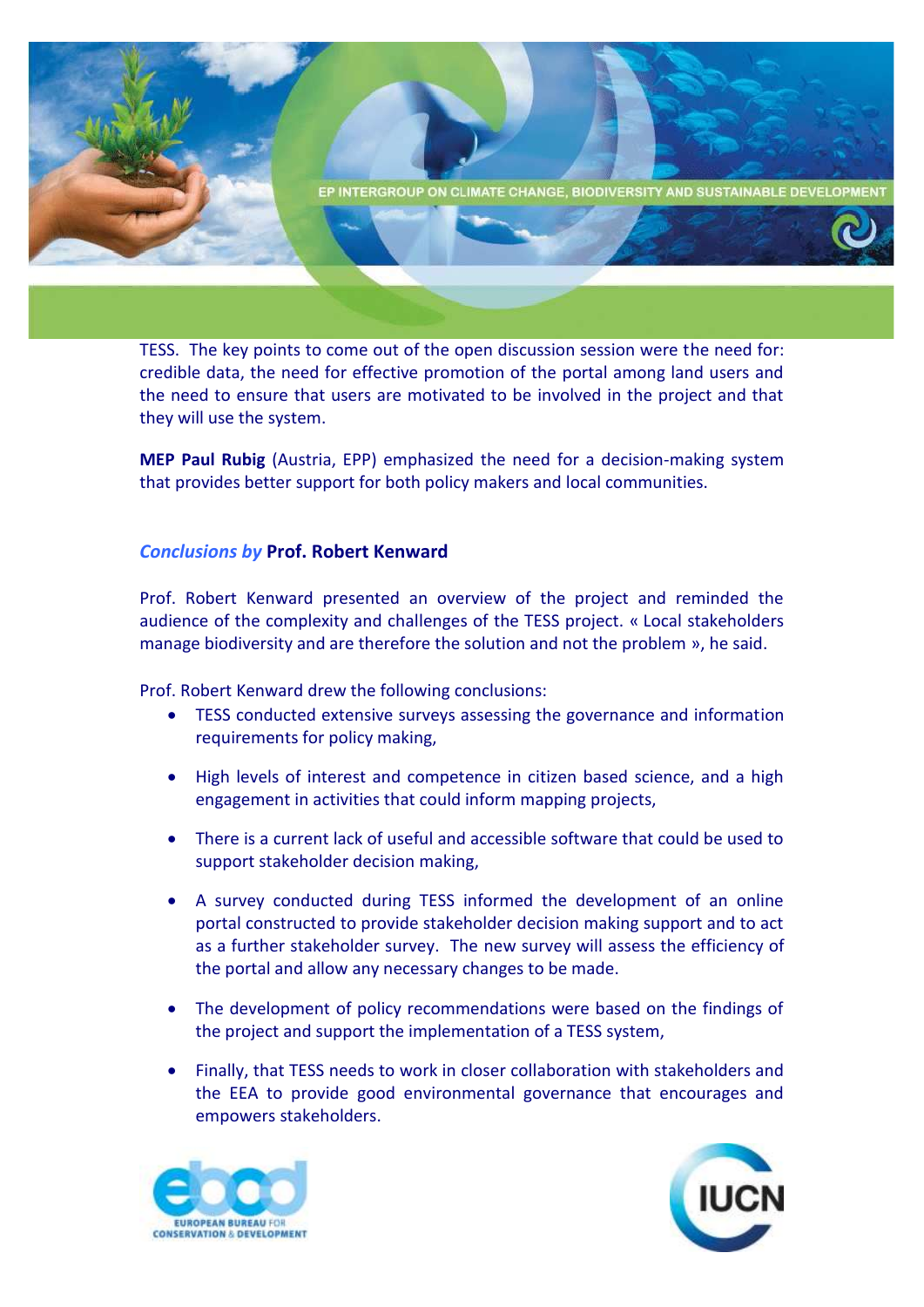TESS. The key points to come out of the open discussion session were the need for: credible data, the need for effective promotion of the portal among land users and the need to ensure that users are motivated to be involved in the project and that they will use the system.

**MEP Paul Rubig** (Austria, EPP) emphasized the need for a decision-making system that provides better support for both policy makers and local communities.

### *Conclusions by* **Prof. Robert Kenward**

Prof. Robert Kenward presented an overview of the project and reminded the audience of the complexity and challenges of the TESS project. « Local stakeholders manage biodiversity and are therefore the solution and not the problem », he said.

Prof. Robert Kenward drew the following conclusions:

- TESS conducted extensive surveys assessing the governance and information requirements for policy making,
- High levels of interest and competence in citizen based science, and a high engagement in activities that could inform mapping projects,
- There is a current lack of useful and accessible software that could be used to support stakeholder decision making,
- A survey conducted during TESS informed the development of an online portal constructed to provide stakeholder decision making support and to act as a further stakeholder survey. The new survey will assess the efficiency of the portal and allow any necessary changes to be made.
- The development of policy recommendations were based on the findings of the project and support the implementation of a TESS system,
- Finally, that TESS needs to work in closer collaboration with stakeholders and the EEA to provide good environmental governance that encourages and empowers stakeholders.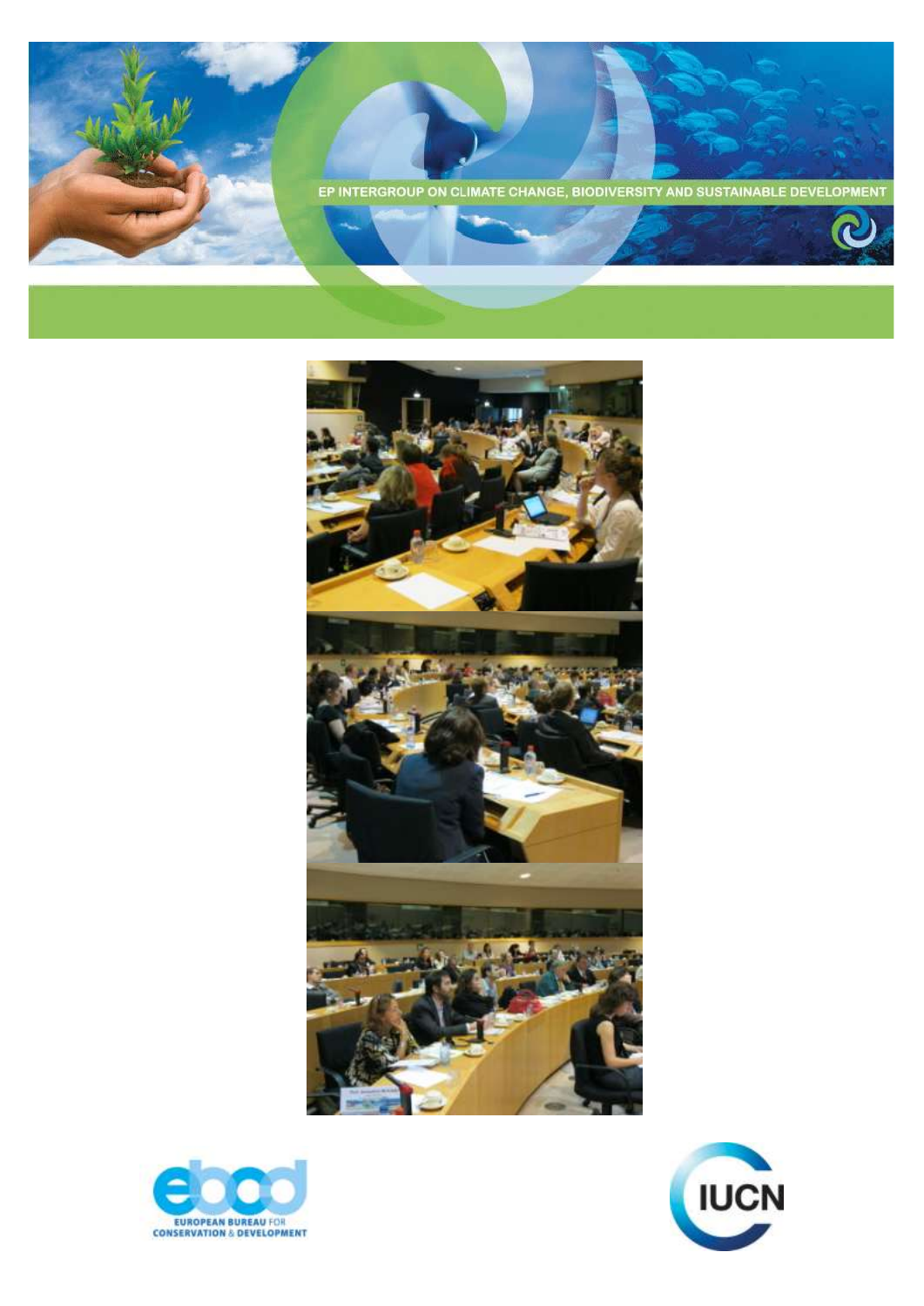EP INTERGROUP ON CLIMATE CHANGE, BIODIVERSITY AND SUSTAINABLE DEVELOPMENT

EUROPEAN BUREAU FOR CONSERVATION & DEVELOPMENT

IUCN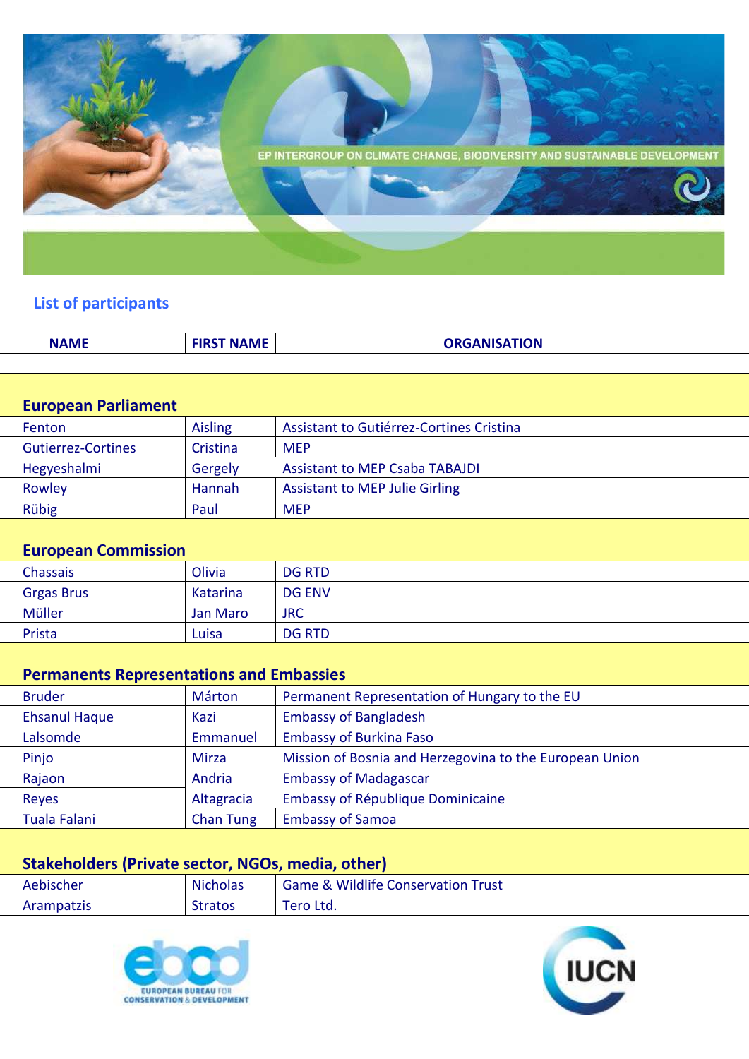EP INTERGROUP ON CLIMATE CHANGE, BIODIVERSITY AND SUSTAINABLE DEVELOPMENT

## List of participants

| NAME | FIRST NAME | ORGANISATION |
|---|---|---|
| **European Parliament** | | |
| Fenton | Aisling | Assistant to Gutiérrez-Cortines Cristina |
| Gutierrez-Cortines | Cristina | MEP |
| Hegyeshalmi | Gergely | Assistant to MEP Csaba TABAJDI |
| Rowley | Hannah | Assistant to MEP Julie Girling |
| Rübig | Paul | MEP |
| **European Commission** | | |
| Chassais | Olivia | DG RTD |
| Grgas Brus | Katarina | DG ENV |
| Müller | Jan Maro | JRC |
| Prista | Luisa | DG RTD |
| **Permanents Representations and Embassies** | | |
| Bruder | Márton | Permanent Representation of Hungary to the EU |
| Ehsanul Haque | Kazi | Embassy of Bangladesh |
| Lalsomde | Emmanuel | Embassy of Burkina Faso |
| Pinjo | Mirza | Mission of Bosnia and Herzegovina to the European Union |
| Rajaon | Andria | Embassy of Madagascar |
| Reyes | Altagracia | Embassy of République Dominicaine |
| Tuala Falani | Chan Tung | Embassy of Samoa |
| **Stakeholders (Private sector, NGOs, media, other)** | | |
| Aebischer | Nicholas | Game & Wildlife Conservation Trust |
| Arampatzis | Stratos | Tero Ltd. |

EUROPEAN BUREAU FOR CONSERVATION & DEVELOPMENT

IUCN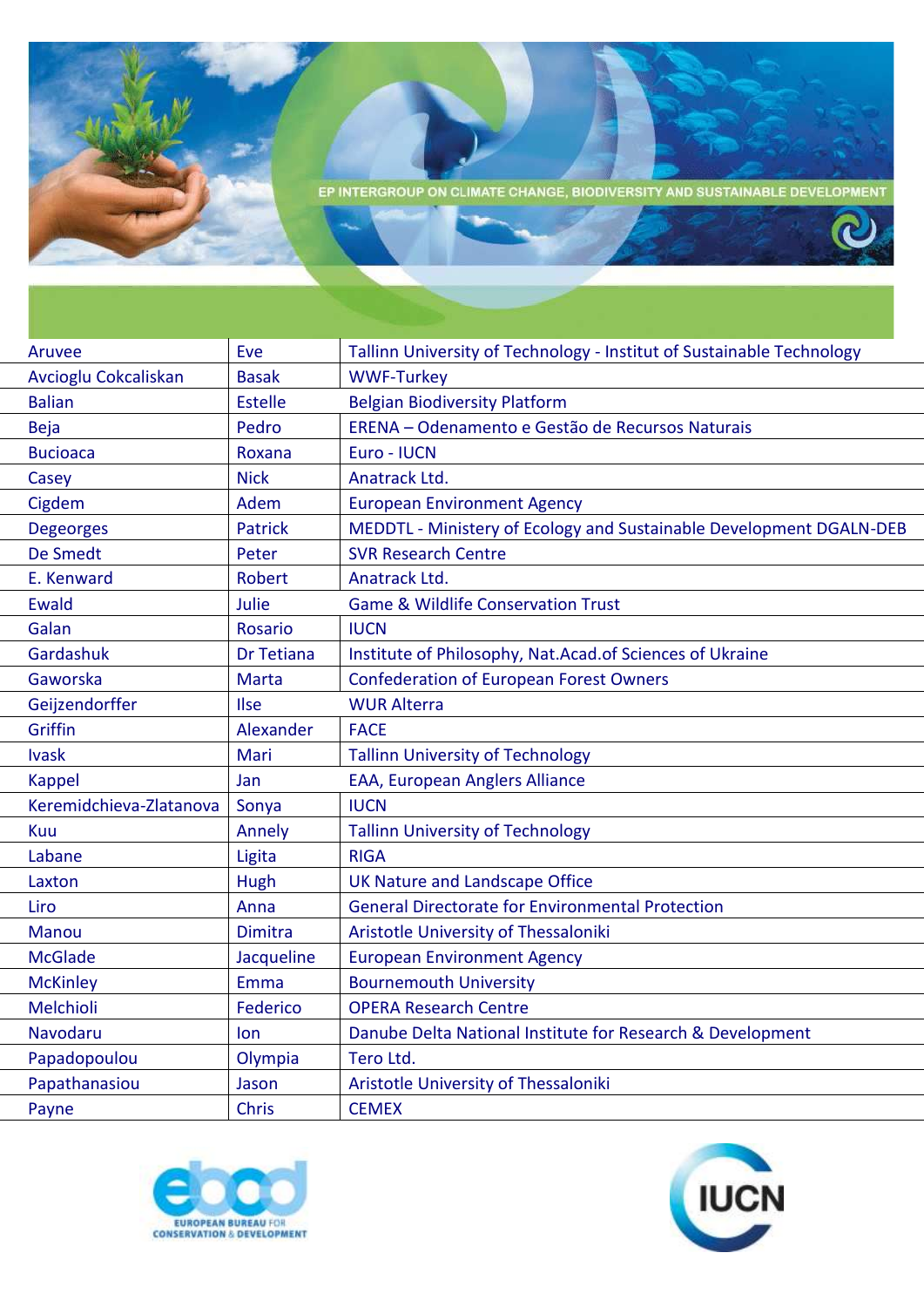EP INTERGROUP ON CLIMATE CHANGE, BIODIVERSITY AND SUSTAINABLE DEVELOPMENT

| | | |
|---|---|---|
| Aruvee | Eve | Tallinn University of Technology - Institut of Sustainable Technology |
| Avcioglu Cokcaliskan | Basak | WWF-Turkey |
| Balian | Estelle | Belgian Biodiversity Platform |
| Beja | Pedro | ERENA – Odenamento e Gestão de Recursos Naturais |
| Bucioaca | Roxana | Euro - IUCN |
| Casey | Nick | Anatrack Ltd. |
| Cigdem | Adem | European Environment Agency |
| Degeorges | Patrick | MEDDTL - Ministery of Ecology and Sustainable Development DGALN-DEB |
| De Smedt | Peter | SVR Research Centre |
| E. Kenward | Robert | Anatrack Ltd. |
| Ewald | Julie | Game & Wildlife Conservation Trust |
| Galan | Rosario | IUCN |
| Gardashuk | Dr Tetiana | Institute of Philosophy, Nat.Acad.of Sciences of Ukraine |
| Gaworska | Marta | Confederation of European Forest Owners |
| Geijzendorffer | Ilse | WUR Alterra |
| Griffin | Alexander | FACE |
| Ivask | Mari | Tallinn University of Technology |
| Kappel | Jan | EAA, European Anglers Alliance |
| Keremidchieva-Zlatanova | Sonya | IUCN |
| Kuu | Annely | Tallinn University of Technology |
| Labane | Ligita | RIGA |
| Laxton | Hugh | UK Nature and Landscape Office |
| Liro | Anna | General Directorate for Environmental Protection |
| Manou | Dimitra | Aristotle University of Thessaloniki |
| McGlade | Jacqueline | European Environment Agency |
| McKinley | Emma | Bournemouth University |
| Melchioli | Federico | OPERA Research Centre |
| Navodaru | Ion | Danube Delta National Institute for Research & Development |
| Papadopoulou | Olympia | Tero Ltd. |
| Papathanasiou | Jason | Aristotle University of Thessaloniki |
| Payne | Chris | CEMEX |

EUROPEAN BUREAU FOR CONSERVATION & DEVELOPMENT

IUCN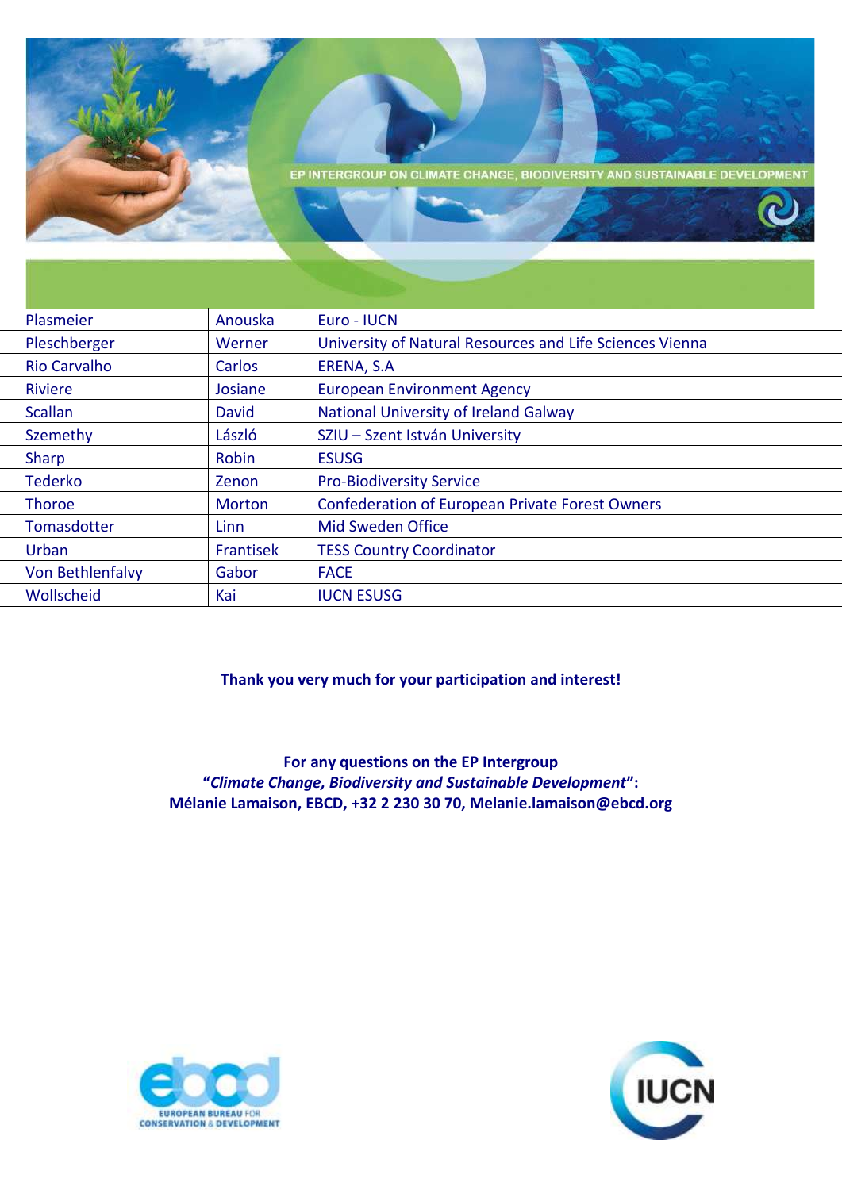EP INTERGROUP ON CLIMATE CHANGE, BIODIVERSITY AND SUSTAINABLE DEVELOPMENT

| | | |
|---|---|---|
| Plasmeier | Anouska | Euro - IUCN |
| Pleschberger | Werner | University of Natural Resources and Life Sciences Vienna |
| Rio Carvalho | Carlos | ERENA, S.A |
| Riviere | Josiane | European Environment Agency |
| Scallan | David | National University of Ireland Galway |
| Szemethy | László | SZIU – Szent István University |
| Sharp | Robin | ESUSG |
| Tederko | Zenon | Pro-Biodiversity Service |
| Thoroe | Morton | Confederation of European Private Forest Owners |
| Tomasdotter | Linn | Mid Sweden Office |
| Urban | Frantisek | TESS Country Coordinator |
| Von Bethlenfalvy | Gabor | FACE |
| Wollscheid | Kai | IUCN ESUSG |

**Thank you very much for your participation and interest!**

**For any questions on the EP Intergroup**
**"*Climate Change, Biodiversity and Sustainable Development*":**
**Mélanie Lamaison, EBCD, +32 2 230 30 70, Melanie.lamaison@ebcd.org**

EUROPEAN BUREAU FOR CONSERVATION & DEVELOPMENT

IUCN